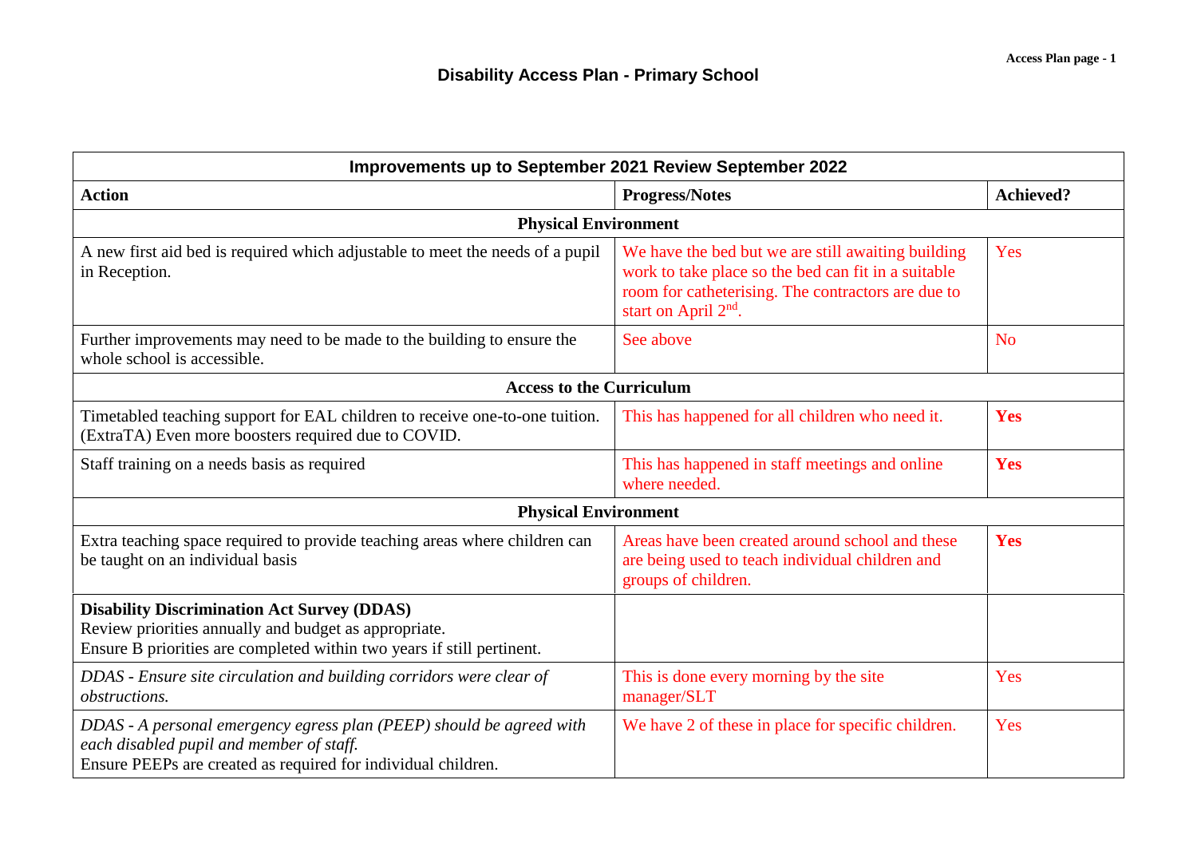# Disability Access Plan - Primary School

| Improvements up to September 2021 Review September 2022 | | |
|---|---|---|
| **Action** | **Progress/Notes** | **Achieved?** |
| **Physical Environment** | | |
| A new first aid bed is required which adjustable to meet the needs of a pupil in Reception. | We have the bed but we are still awaiting building work to take place so the bed can fit in a suitable room for catheterising. The contractors are due to start on April 2nd. | Yes |
| Further improvements may need to be made to the building to ensure the whole school is accessible. | See above | No |
| **Access to the Curriculum** | | |
| Timetabled teaching support for EAL children to receive one-to-one tuition. (ExtraTA) Even more boosters required due to COVID. | This has happened for all children who need it. | **Yes** |
| Staff training on a needs basis as required | This has happened in staff meetings and online where needed. | **Yes** |
| **Physical Environment** | | |
| Extra teaching space required to provide teaching areas where children can be taught on an individual basis | Areas have been created around school and these are being used to teach individual children and groups of children. | **Yes** |
| **Disability Discrimination Act Survey (DDAS)** Review priorities annually and budget as appropriate. Ensure B priorities are completed within two years if still pertinent. | | |
| *DDAS - Ensure site circulation and building corridors were clear of obstructions.* | This is done every morning by the site manager/SLT | Yes |
| *DDAS - A personal emergency egress plan (PEEP) should be agreed with each disabled pupil and member of staff.* Ensure PEEPs are created as required for individual children. | We have 2 of these in place for specific children. | Yes |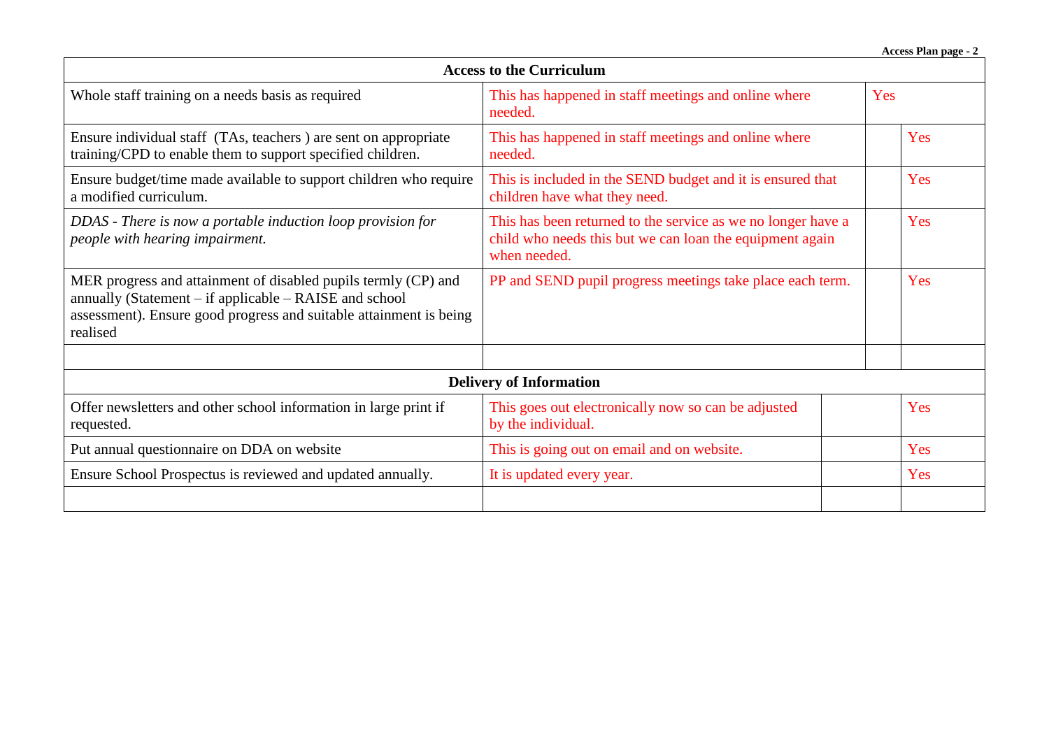| Access to the Curriculum | | | |
|---|---|---|---|
| Whole staff training on a needs basis as required | This has happened in staff meetings and online where needed. | Yes | |
| Ensure individual staff (TAs, teachers ) are sent on appropriate training/CPD to enable them to support specified children. | This has happened in staff meetings and online where needed. | | Yes |
| Ensure budget/time made available to support children who require a modified curriculum. | This is included in the SEND budget and it is ensured that children have what they need. | | Yes |
| *DDAS - There is now a portable induction loop provision for people with hearing impairment.* | This has been returned to the service as we no longer have a child who needs this but we can loan the equipment again when needed. | | Yes |
| MER progress and attainment of disabled pupils termly (CP) and annually (Statement – if applicable – RAISE and school assessment). Ensure good progress and suitable attainment is being realised | PP and SEND pupil progress meetings take place each term. | | Yes |
| | | | |
| **Delivery of Information** | | | |
| Offer newsletters and other school information in large print if requested. | This goes out electronically now so can be adjusted by the individual. | | Yes |
| Put annual questionnaire on DDA on website | This is going out on email and on website. | | Yes |
| Ensure School Prospectus is reviewed and updated annually. | It is updated every year. | | Yes |
| | | | |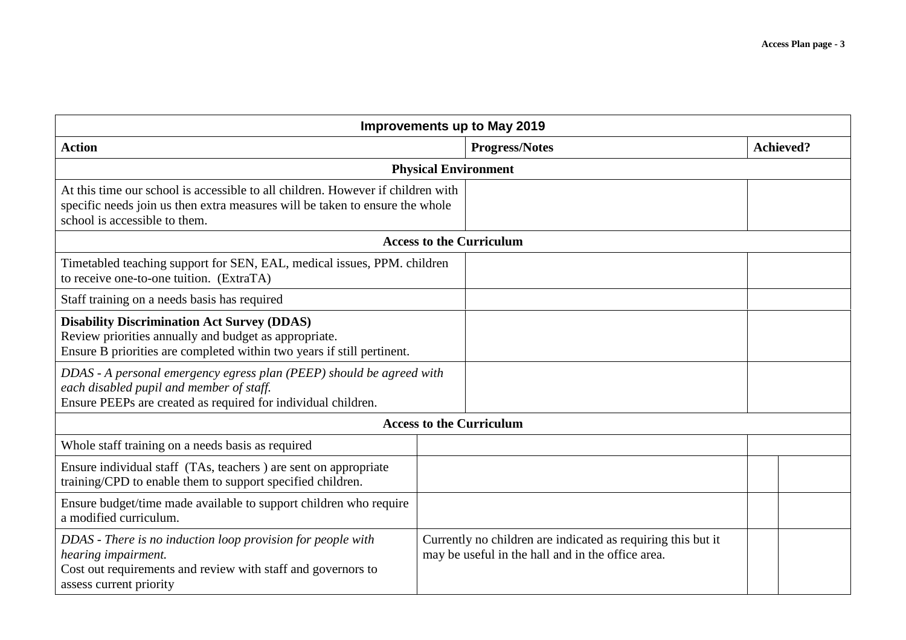| Improvements up to May 2019 | | |
|---|---|---|
| **Action** | **Progress/Notes** | **Achieved?** |
| **Physical Environment** | | |
| At this time our school is accessible to all children. However if children with specific needs join us then extra measures will be taken to ensure the whole school is accessible to them. | | |
| **Access to the Curriculum** | | |
| Timetabled teaching support for SEN, EAL, medical issues, PPM. children to receive one-to-one tuition. (ExtraTA) | | |
| Staff training on a needs basis has required | | |
| **Disability Discrimination Act Survey (DDAS)**<br>Review priorities annually and budget as appropriate.<br>Ensure B priorities are completed within two years if still pertinent. | | |
| *DDAS - A personal emergency egress plan (PEEP) should be agreed with each disabled pupil and member of staff.*<br>Ensure PEEPs are created as required for individual children. | | |
| **Access to the Curriculum** | | |
| Whole staff training on a needs basis as required | | |
| Ensure individual staff (TAs, teachers ) are sent on appropriate training/CPD to enable them to support specified children. | | |
| Ensure budget/time made available to support children who require a modified curriculum. | | |
| *DDAS - There is no induction loop provision for people with hearing impairment.*<br>Cost out requirements and review with staff and governors to assess current priority | Currently no children are indicated as requiring this but it may be useful in the hall and in the office area. | |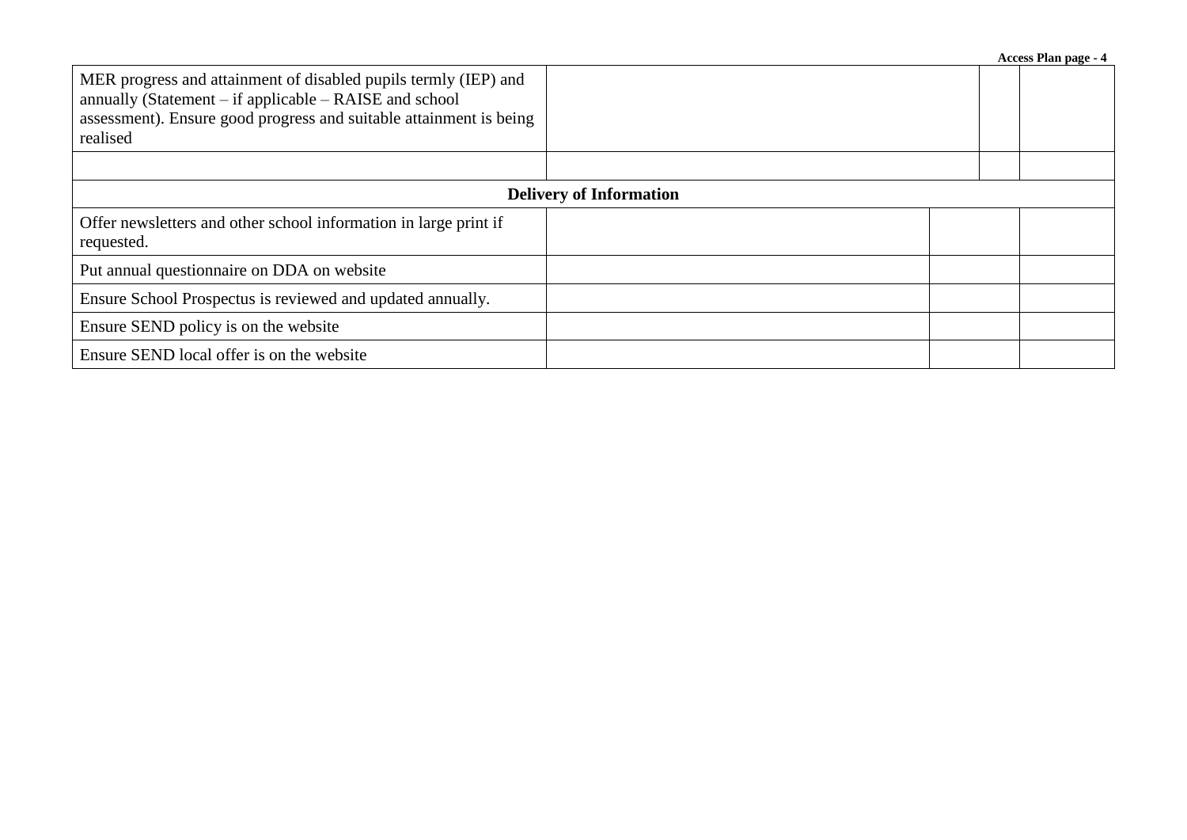| | | | |
|---|---|---|---|
| MER progress and attainment of disabled pupils termly (IEP) and annually (Statement – if applicable – RAISE and school assessment). Ensure good progress and suitable attainment is being realised | | | |
| | | | |
| **Delivery of Information** | | | |
| Offer newsletters and other school information in large print if requested. | | | |
| Put annual questionnaire on DDA on website | | | |
| Ensure School Prospectus is reviewed and updated annually. | | | |
| Ensure SEND policy is on the website | | | |
| Ensure SEND local offer is on the website | | | |